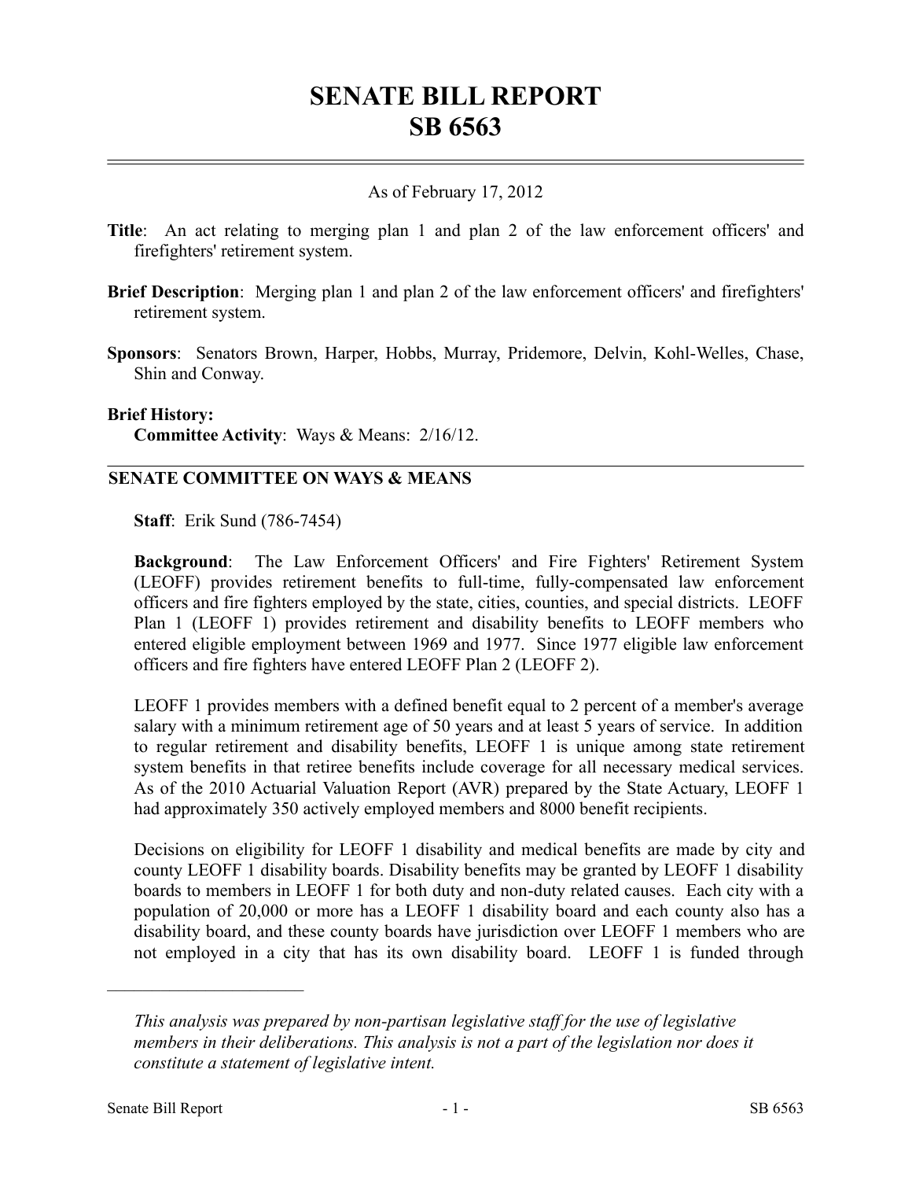# SENATE BILL REPORT
# SB 6563

As of February 17, 2012

**Title**: An act relating to merging plan 1 and plan 2 of the law enforcement officers' and firefighters' retirement system.

**Brief Description**: Merging plan 1 and plan 2 of the law enforcement officers' and firefighters' retirement system.

**Sponsors**: Senators Brown, Harper, Hobbs, Murray, Pridemore, Delvin, Kohl-Welles, Chase, Shin and Conway.

**Brief History:**
**Committee Activity**: Ways & Means: 2/16/12.

## SENATE COMMITTEE ON WAYS & MEANS

**Staff**: Erik Sund (786-7454)

**Background**: The Law Enforcement Officers' and Fire Fighters' Retirement System (LEOFF) provides retirement benefits to full-time, fully-compensated law enforcement officers and fire fighters employed by the state, cities, counties, and special districts. LEOFF Plan 1 (LEOFF 1) provides retirement and disability benefits to LEOFF members who entered eligible employment between 1969 and 1977. Since 1977 eligible law enforcement officers and fire fighters have entered LEOFF Plan 2 (LEOFF 2).

LEOFF 1 provides members with a defined benefit equal to 2 percent of a member's average salary with a minimum retirement age of 50 years and at least 5 years of service. In addition to regular retirement and disability benefits, LEOFF 1 is unique among state retirement system benefits in that retiree benefits include coverage for all necessary medical services. As of the 2010 Actuarial Valuation Report (AVR) prepared by the State Actuary, LEOFF 1 had approximately 350 actively employed members and 8000 benefit recipients.

Decisions on eligibility for LEOFF 1 disability and medical benefits are made by city and county LEOFF 1 disability boards. Disability benefits may be granted by LEOFF 1 disability boards to members in LEOFF 1 for both duty and non-duty related causes. Each city with a population of 20,000 or more has a LEOFF 1 disability board and each county also has a disability board, and these county boards have jurisdiction over LEOFF 1 members who are not employed in a city that has its own disability board. LEOFF 1 is funded through

---

*This analysis was prepared by non-partisan legislative staff for the use of legislative members in their deliberations. This analysis is not a part of the legislation nor does it constitute a statement of legislative intent.*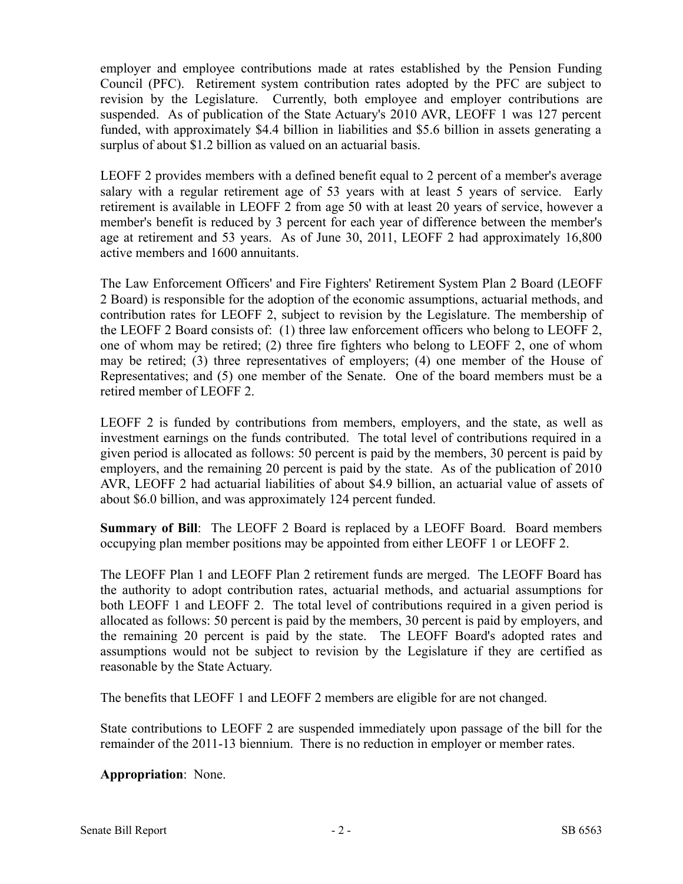employer and employee contributions made at rates established by the Pension Funding Council (PFC). Retirement system contribution rates adopted by the PFC are subject to revision by the Legislature. Currently, both employee and employer contributions are suspended. As of publication of the State Actuary's 2010 AVR, LEOFF 1 was 127 percent funded, with approximately $4.4 billion in liabilities and $5.6 billion in assets generating a surplus of about $1.2 billion as valued on an actuarial basis.

LEOFF 2 provides members with a defined benefit equal to 2 percent of a member's average salary with a regular retirement age of 53 years with at least 5 years of service. Early retirement is available in LEOFF 2 from age 50 with at least 20 years of service, however a member's benefit is reduced by 3 percent for each year of difference between the member's age at retirement and 53 years. As of June 30, 2011, LEOFF 2 had approximately 16,800 active members and 1600 annuitants.

The Law Enforcement Officers' and Fire Fighters' Retirement System Plan 2 Board (LEOFF 2 Board) is responsible for the adoption of the economic assumptions, actuarial methods, and contribution rates for LEOFF 2, subject to revision by the Legislature. The membership of the LEOFF 2 Board consists of: (1) three law enforcement officers who belong to LEOFF 2, one of whom may be retired; (2) three fire fighters who belong to LEOFF 2, one of whom may be retired; (3) three representatives of employers; (4) one member of the House of Representatives; and (5) one member of the Senate. One of the board members must be a retired member of LEOFF 2.

LEOFF 2 is funded by contributions from members, employers, and the state, as well as investment earnings on the funds contributed. The total level of contributions required in a given period is allocated as follows: 50 percent is paid by the members, 30 percent is paid by employers, and the remaining 20 percent is paid by the state. As of the publication of 2010 AVR, LEOFF 2 had actuarial liabilities of about $4.9 billion, an actuarial value of assets of about $6.0 billion, and was approximately 124 percent funded.

**Summary of Bill**: The LEOFF 2 Board is replaced by a LEOFF Board. Board members occupying plan member positions may be appointed from either LEOFF 1 or LEOFF 2.

The LEOFF Plan 1 and LEOFF Plan 2 retirement funds are merged. The LEOFF Board has the authority to adopt contribution rates, actuarial methods, and actuarial assumptions for both LEOFF 1 and LEOFF 2. The total level of contributions required in a given period is allocated as follows: 50 percent is paid by the members, 30 percent is paid by employers, and the remaining 20 percent is paid by the state. The LEOFF Board's adopted rates and assumptions would not be subject to revision by the Legislature if they are certified as reasonable by the State Actuary.

The benefits that LEOFF 1 and LEOFF 2 members are eligible for are not changed.

State contributions to LEOFF 2 are suspended immediately upon passage of the bill for the remainder of the 2011-13 biennium. There is no reduction in employer or member rates.

**Appropriation**: None.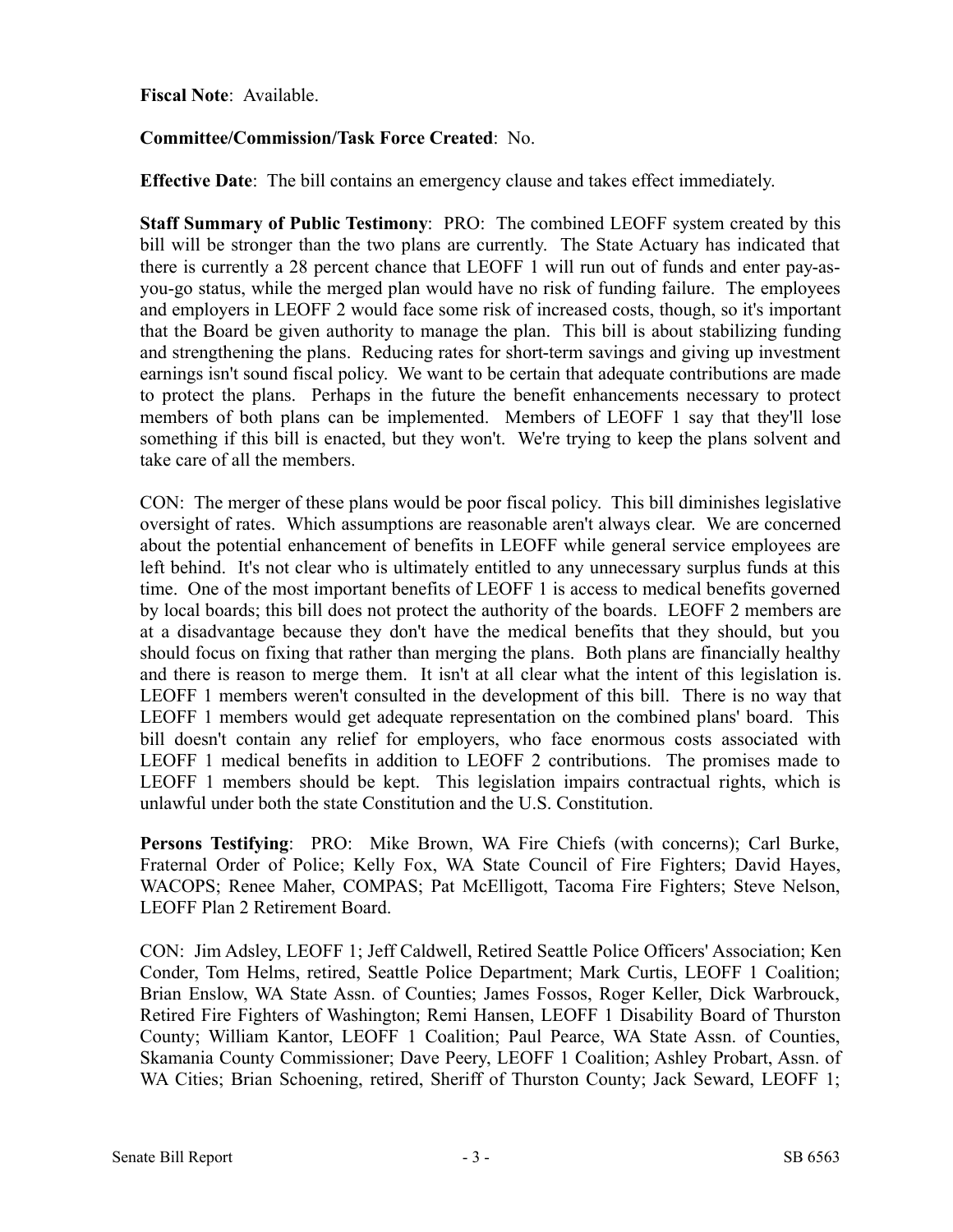**Fiscal Note**: Available.

**Committee/Commission/Task Force Created**: No.

**Effective Date**: The bill contains an emergency clause and takes effect immediately.

**Staff Summary of Public Testimony**: PRO: The combined LEOFF system created by this bill will be stronger than the two plans are currently. The State Actuary has indicated that there is currently a 28 percent chance that LEOFF 1 will run out of funds and enter pay-as-you-go status, while the merged plan would have no risk of funding failure. The employees and employers in LEOFF 2 would face some risk of increased costs, though, so it's important that the Board be given authority to manage the plan. This bill is about stabilizing funding and strengthening the plans. Reducing rates for short-term savings and giving up investment earnings isn't sound fiscal policy. We want to be certain that adequate contributions are made to protect the plans. Perhaps in the future the benefit enhancements necessary to protect members of both plans can be implemented. Members of LEOFF 1 say that they'll lose something if this bill is enacted, but they won't. We're trying to keep the plans solvent and take care of all the members.

CON: The merger of these plans would be poor fiscal policy. This bill diminishes legislative oversight of rates. Which assumptions are reasonable aren't always clear. We are concerned about the potential enhancement of benefits in LEOFF while general service employees are left behind. It's not clear who is ultimately entitled to any unnecessary surplus funds at this time. One of the most important benefits of LEOFF 1 is access to medical benefits governed by local boards; this bill does not protect the authority of the boards. LEOFF 2 members are at a disadvantage because they don't have the medical benefits that they should, but you should focus on fixing that rather than merging the plans. Both plans are financially healthy and there is reason to merge them. It isn't at all clear what the intent of this legislation is. LEOFF 1 members weren't consulted in the development of this bill. There is no way that LEOFF 1 members would get adequate representation on the combined plans' board. This bill doesn't contain any relief for employers, who face enormous costs associated with LEOFF 1 medical benefits in addition to LEOFF 2 contributions. The promises made to LEOFF 1 members should be kept. This legislation impairs contractual rights, which is unlawful under both the state Constitution and the U.S. Constitution.

**Persons Testifying**: PRO: Mike Brown, WA Fire Chiefs (with concerns); Carl Burke, Fraternal Order of Police; Kelly Fox, WA State Council of Fire Fighters; David Hayes, WACOPS; Renee Maher, COMPAS; Pat McElligott, Tacoma Fire Fighters; Steve Nelson, LEOFF Plan 2 Retirement Board.

CON: Jim Adsley, LEOFF 1; Jeff Caldwell, Retired Seattle Police Officers' Association; Ken Conder, Tom Helms, retired, Seattle Police Department; Mark Curtis, LEOFF 1 Coalition; Brian Enslow, WA State Assn. of Counties; James Fossos, Roger Keller, Dick Warbrouck, Retired Fire Fighters of Washington; Remi Hansen, LEOFF 1 Disability Board of Thurston County; William Kantor, LEOFF 1 Coalition; Paul Pearce, WA State Assn. of Counties, Skamania County Commissioner; Dave Peery, LEOFF 1 Coalition; Ashley Probart, Assn. of WA Cities; Brian Schoening, retired, Sheriff of Thurston County; Jack Seward, LEOFF 1;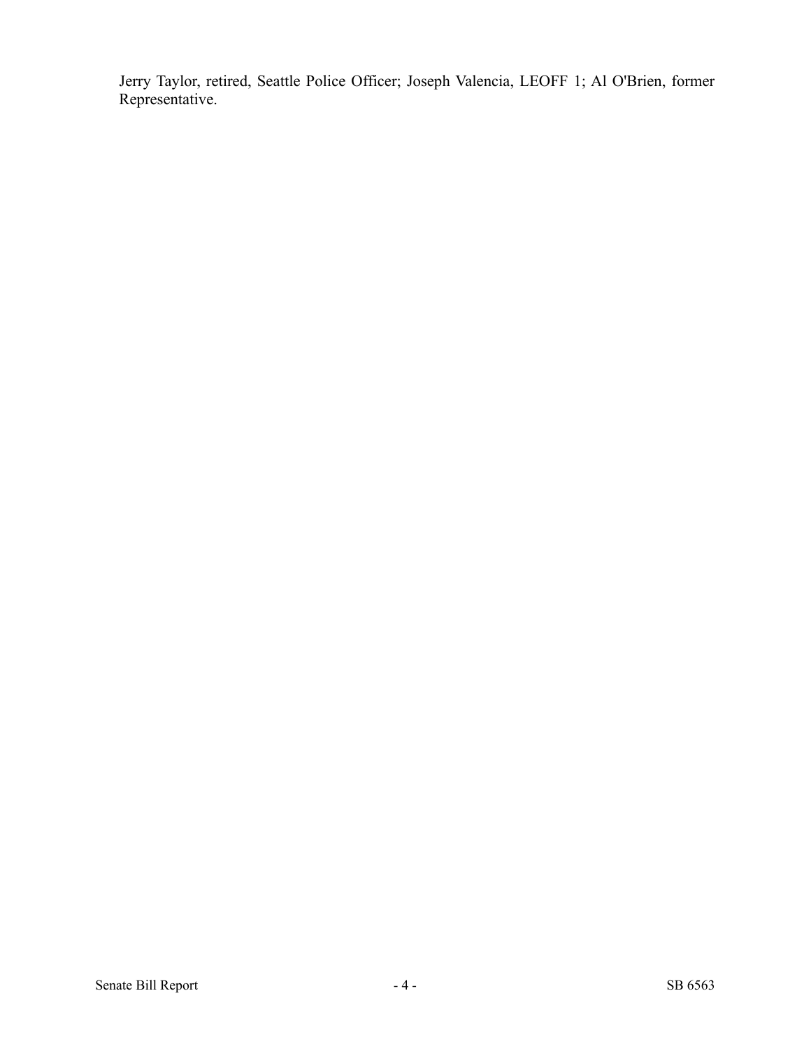Jerry Taylor, retired, Seattle Police Officer; Joseph Valencia, LEOFF 1; Al O'Brien, former Representative.